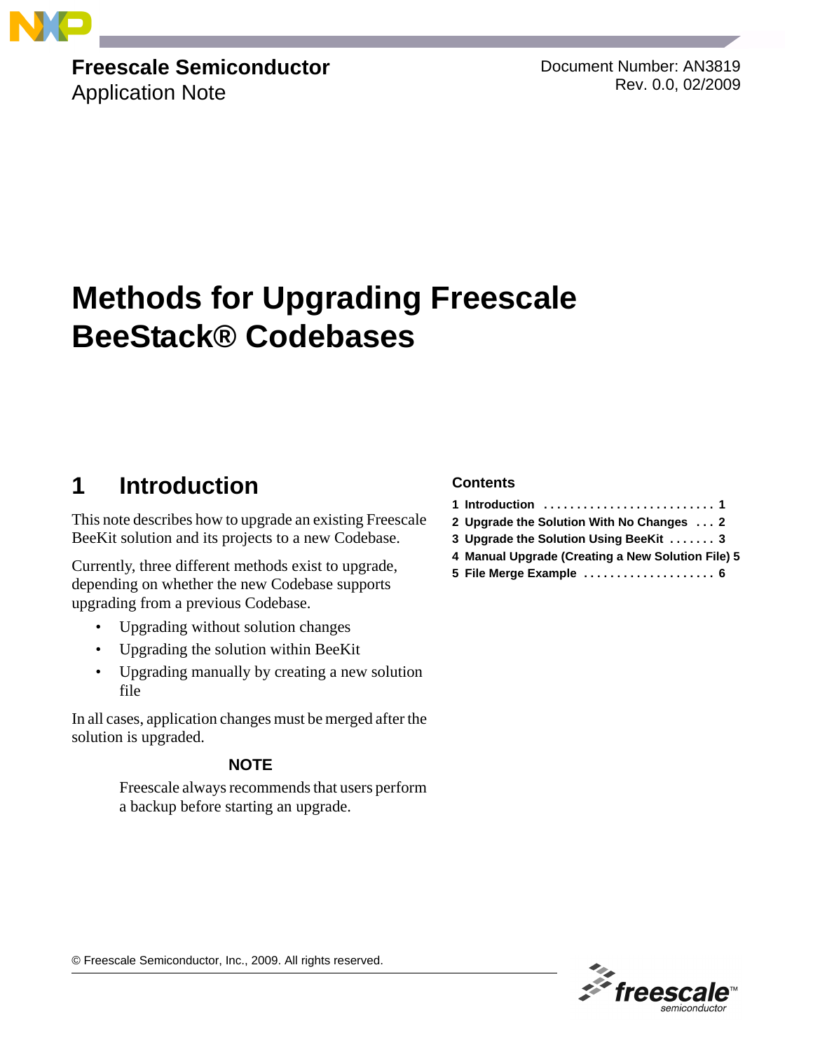**Freescale Semiconductor**
Application Note

Document Number: AN3819
Rev. 0.0, 02/2009

# Methods for Upgrading Freescale BeeStack® Codebases

**Contents**

1 Introduction . . . . . . . . . . . . . . . . . . . . . . . . . . 1
2 Upgrade the Solution With No Changes . . . 2
3 Upgrade the Solution Using BeeKit . . . . . . . 3
4 Manual Upgrade (Creating a New Solution File) 5
5 File Merge Example . . . . . . . . . . . . . . . . . . . . 6

## 1 Introduction

This note describes how to upgrade an existing Freescale BeeKit solution and its projects to a new Codebase.

Currently, three different methods exist to upgrade, depending on whether the new Codebase supports upgrading from a previous Codebase.

- Upgrading without solution changes
- Upgrading the solution within BeeKit
- Upgrading manually by creating a new solution file

In all cases, application changes must be merged after the solution is upgraded.

**NOTE**

Freescale always recommends that users perform a backup before starting an upgrade.

© Freescale Semiconductor, Inc., 2009. All rights reserved.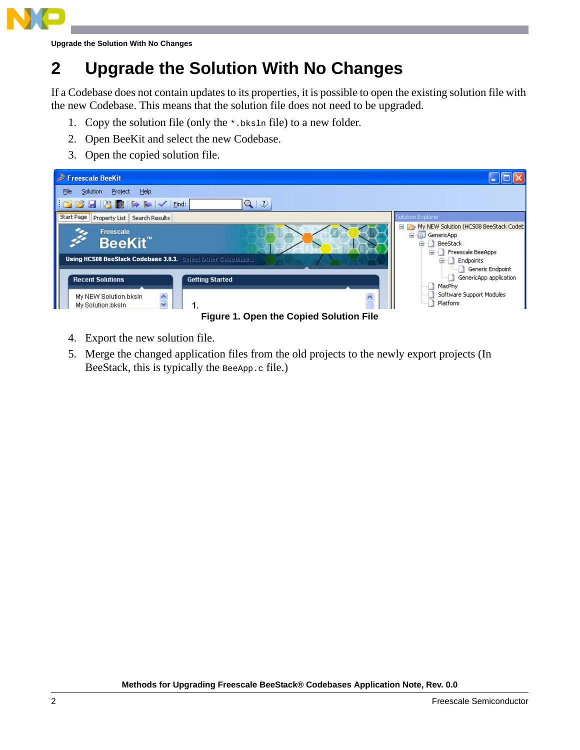## 2 Upgrade the Solution With No Changes

If a Codebase does not contain updates to its properties, it is possible to open the existing solution file with the new Codebase. This means that the solution file does not need to be upgraded.

1. Copy the solution file (only the `*.bksln` file) to a new folder.
2. Open BeeKit and select the new Codebase.
3. Open the copied solution file.

**Figure 1. Open the Copied Solution File**

4. Export the new solution file.
5. Merge the changed application files from the old projects to the newly export projects (In BeeStack, this is typically the `BeeApp.c` file.)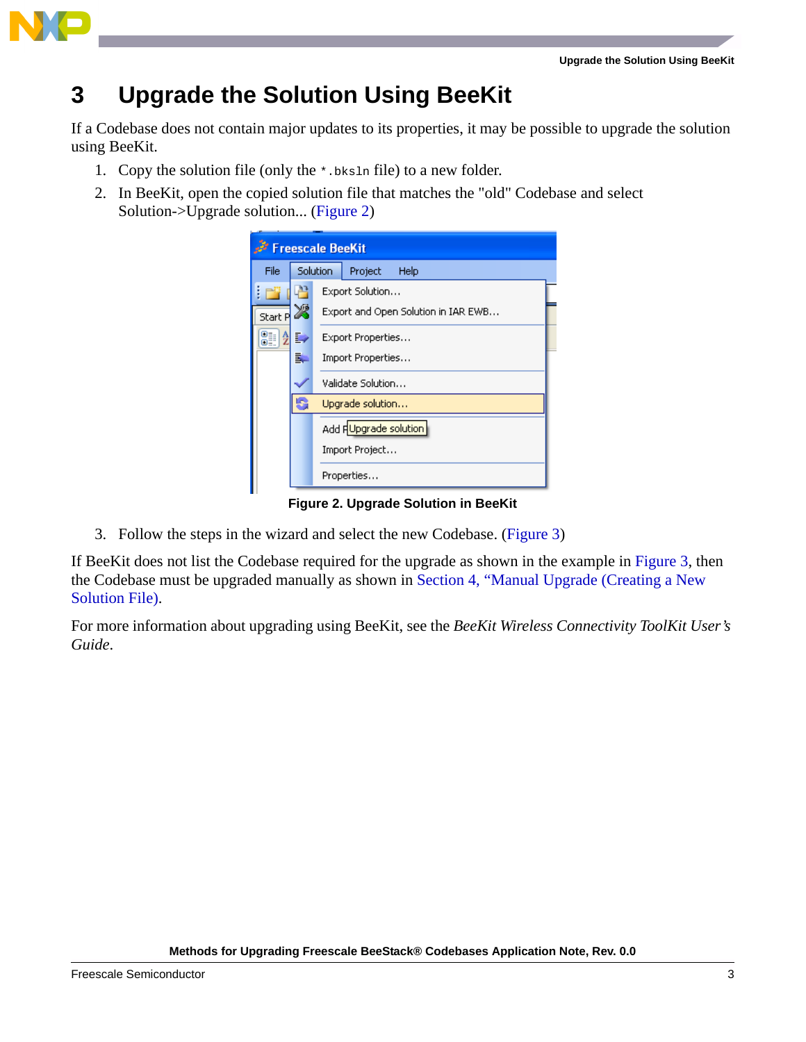# 3 Upgrade the Solution Using BeeKit

If a Codebase does not contain major updates to its properties, it may be possible to upgrade the solution using BeeKit.

1. Copy the solution file (only the `*.bksln` file) to a new folder.
2. In BeeKit, open the copied solution file that matches the "old" Codebase and select Solution->Upgrade solution... (Figure 2)

Figure 2. Upgrade Solution in BeeKit

3. Follow the steps in the wizard and select the new Codebase. (Figure 3)

If BeeKit does not list the Codebase required for the upgrade as shown in the example in Figure 3, then the Codebase must be upgraded manually as shown in Section 4, "Manual Upgrade (Creating a New Solution File).

For more information about upgrading using BeeKit, see the *BeeKit Wireless Connectivity ToolKit User's Guide*.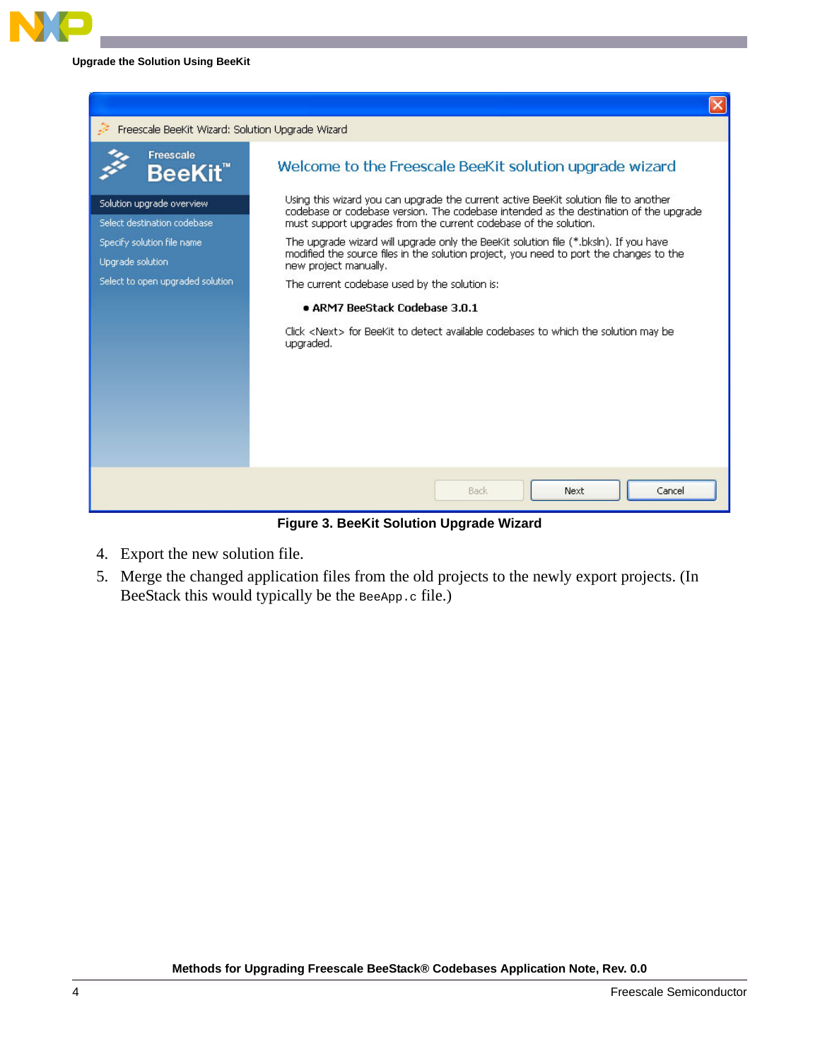Figure 3. BeeKit Solution Upgrade Wizard

4. Export the new solution file.
5. Merge the changed application files from the old projects to the newly export projects. (In BeeStack this would typically be the `BeeApp.c` file.)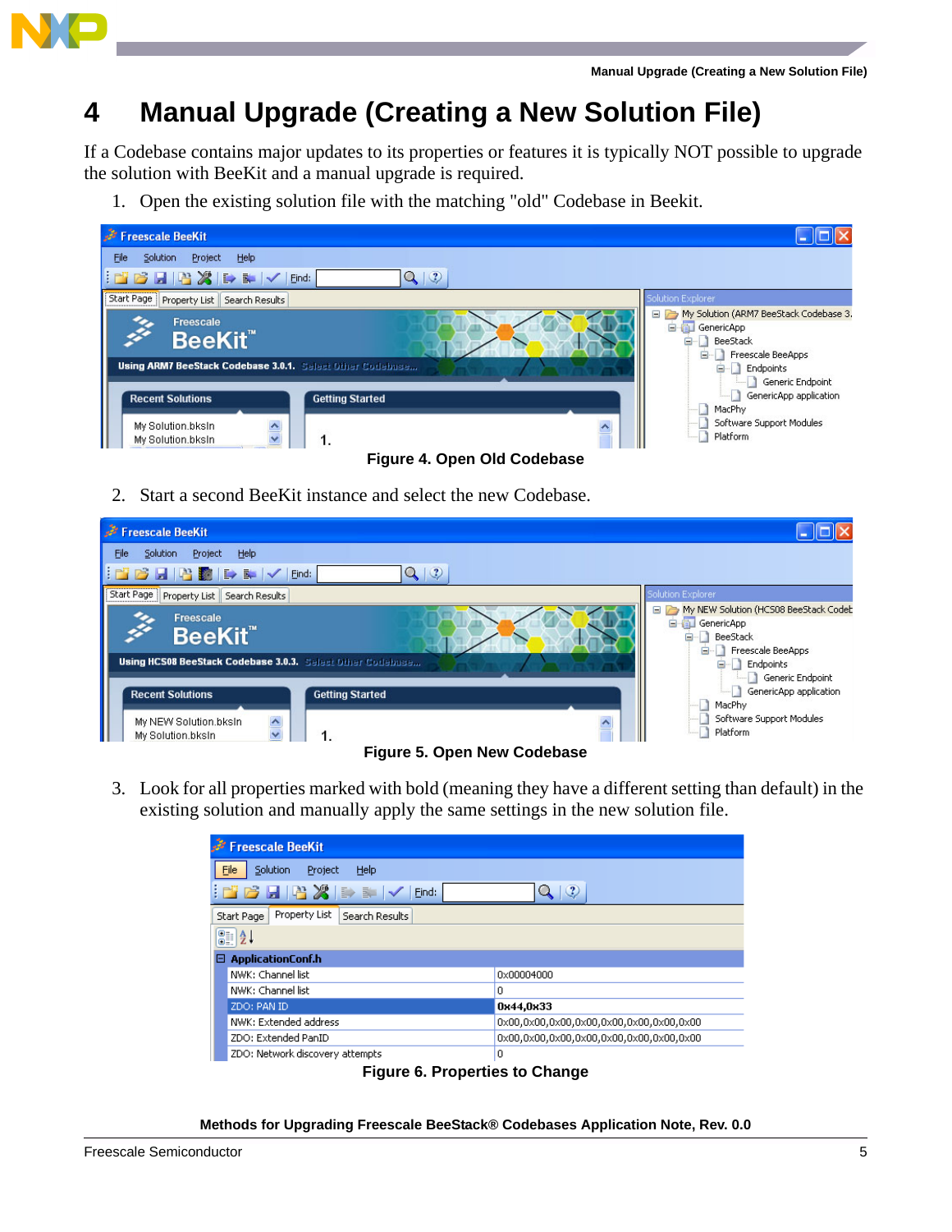# 4 Manual Upgrade (Creating a New Solution File)

If a Codebase contains major updates to its properties or features it is typically NOT possible to upgrade the solution with BeeKit and a manual upgrade is required.

1. Open the existing solution file with the matching "old" Codebase in Beekit.

**Figure 4. Open Old Codebase**

2. Start a second BeeKit instance and select the new Codebase.

**Figure 5. Open New Codebase**

3. Look for all properties marked with bold (meaning they have a different setting than default) in the existing solution and manually apply the same settings in the new solution file.

**Figure 6. Properties to Change**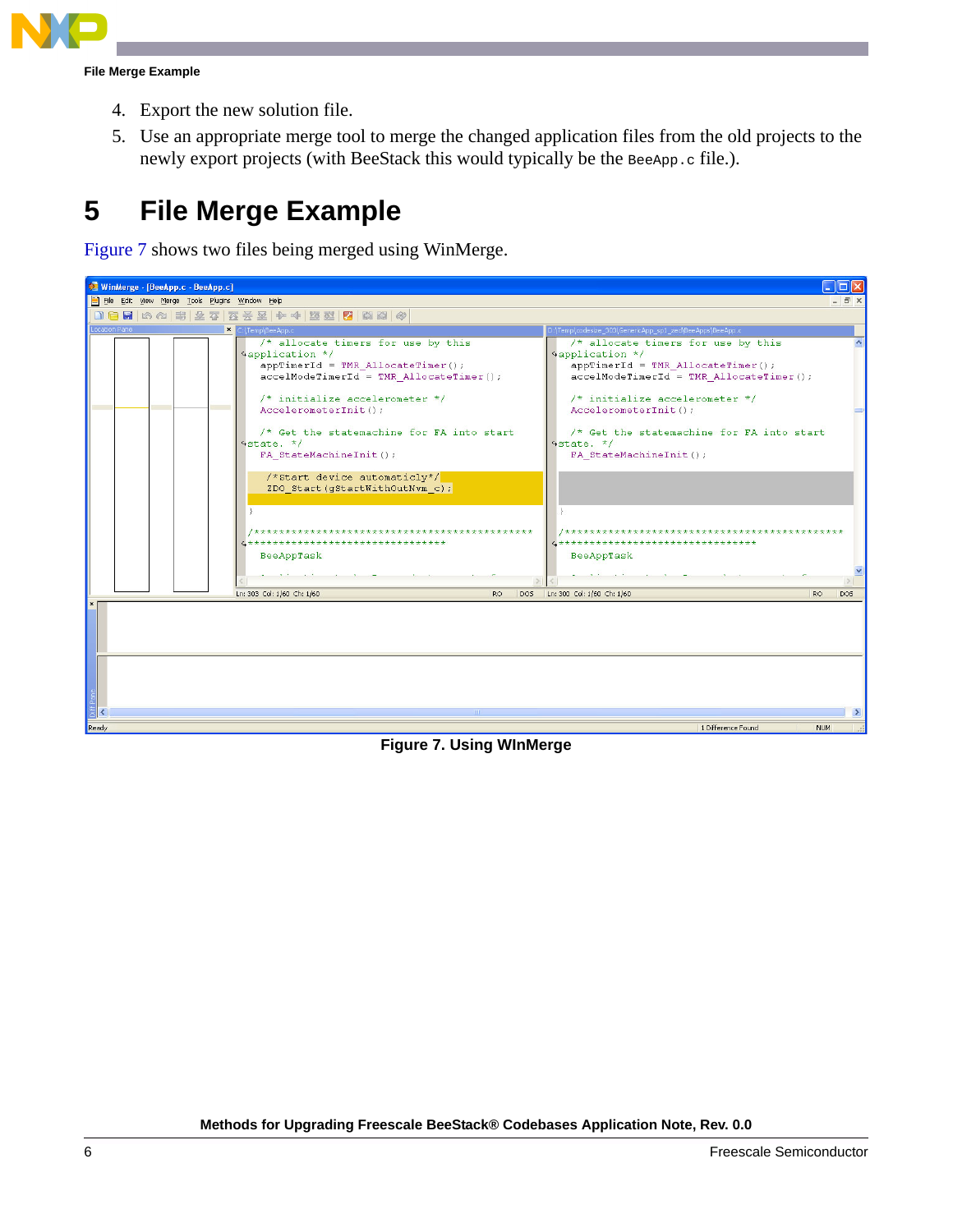4. Export the new solution file.
5. Use an appropriate merge tool to merge the changed application files from the old projects to the newly export projects (with BeeStack this would typically be the `BeeApp.c` file.).

# 5 File Merge Example

Figure 7 shows two files being merged using WinMerge.

Figure 7. Using WInMerge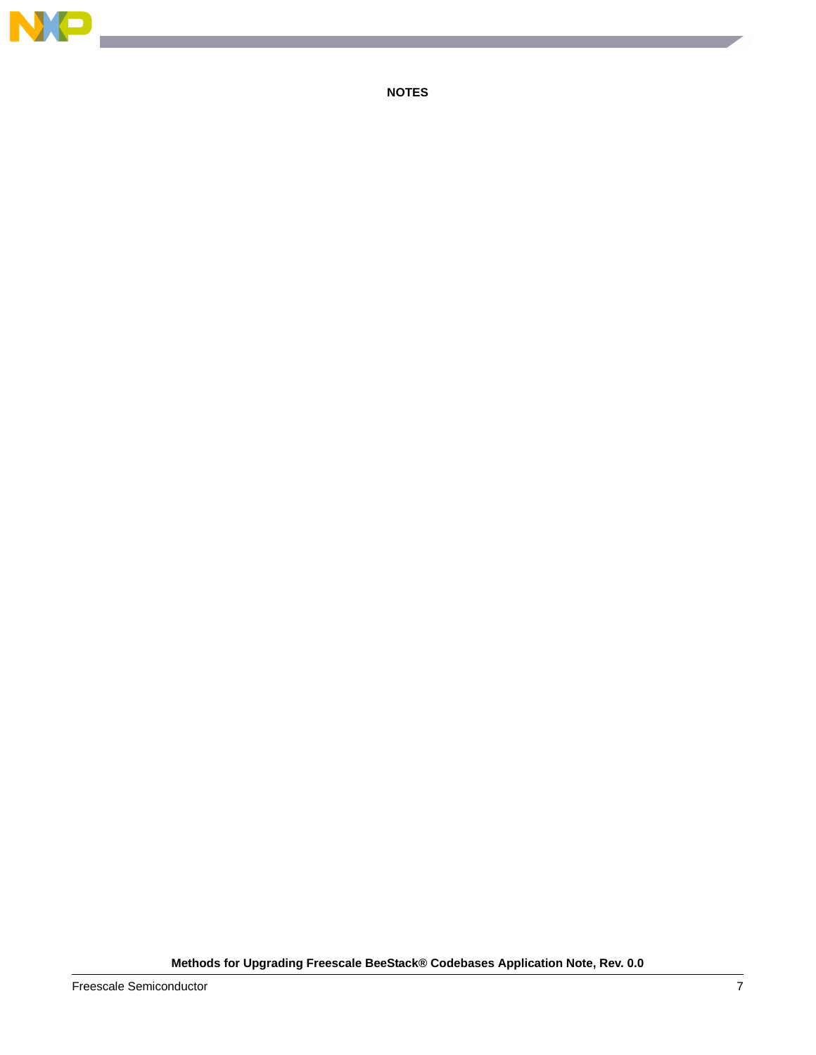**NOTES**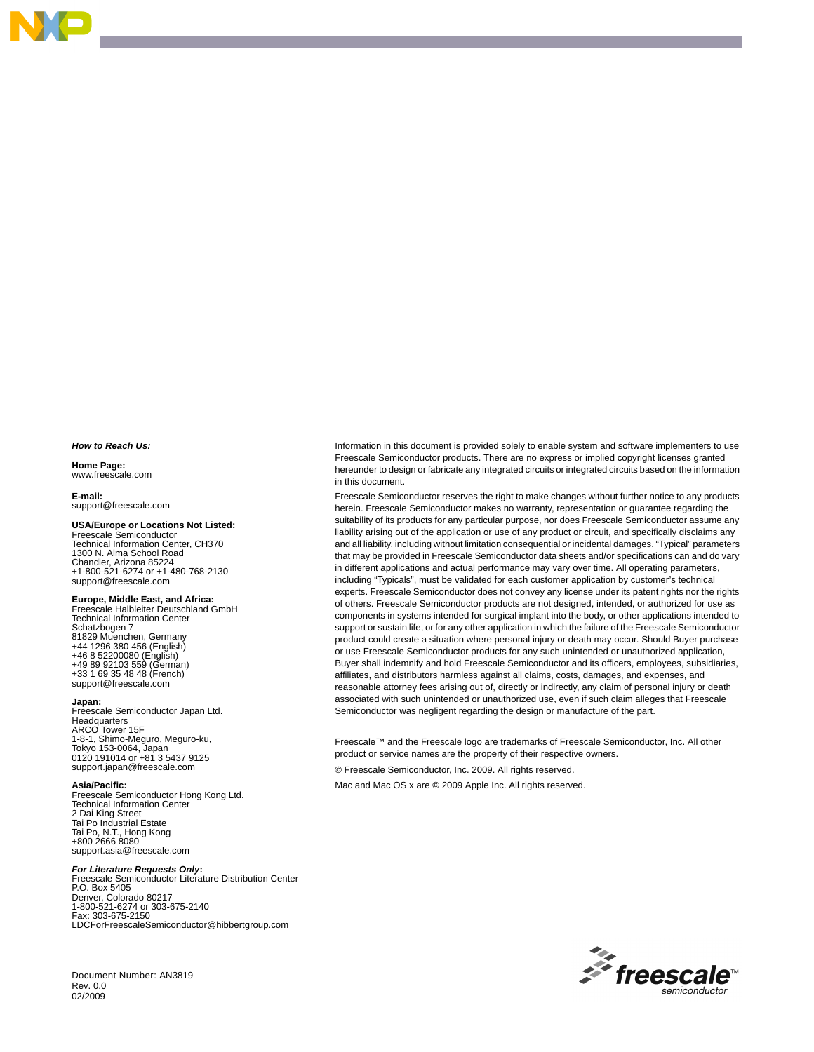***How to Reach Us:***

**Home Page:**
www.freescale.com

**E-mail:**
support@freescale.com

**USA/Europe or Locations Not Listed:**
Freescale Semiconductor
Technical Information Center, CH370
1300 N. Alma School Road
Chandler, Arizona 85224
+1-800-521-6274 or +1-480-768-2130
support@freescale.com

**Europe, Middle East, and Africa:**
Freescale Halbleiter Deutschland GmbH
Technical Information Center
Schatzbogen 7
81829 Muenchen, Germany
+44 1296 380 456 (English)
+46 8 52200080 (English)
+49 89 92103 559 (German)
+33 1 69 35 48 48 (French)
support@freescale.com

**Japan:**
Freescale Semiconductor Japan Ltd.
Headquarters
ARCO Tower 15F
1-8-1, Shimo-Meguro, Meguro-ku,
Tokyo 153-0064, Japan
0120 191014 or +81 3 5437 9125
support.japan@freescale.com

**Asia/Pacific:**
Freescale Semiconductor Hong Kong Ltd.
Technical Information Center
2 Dai King Street
Tai Po Industrial Estate
Tai Po, N.T., Hong Kong
+800 2666 8080
support.asia@freescale.com

***For Literature Requests Only*:**
Freescale Semiconductor Literature Distribution Center
P.O. Box 5405
Denver, Colorado 80217
1-800-521-6274 or 303-675-2140
Fax: 303-675-2150
LDCForFreescaleSemiconductor@hibbertgroup.com

Information in this document is provided solely to enable system and software implementers to use Freescale Semiconductor products. There are no express or implied copyright licenses granted hereunder to design or fabricate any integrated circuits or integrated circuits based on the information in this document.

Freescale Semiconductor reserves the right to make changes without further notice to any products herein. Freescale Semiconductor makes no warranty, representation or guarantee regarding the suitability of its products for any particular purpose, nor does Freescale Semiconductor assume any liability arising out of the application or use of any product or circuit, and specifically disclaims any and all liability, including without limitation consequential or incidental damages. "Typical" parameters that may be provided in Freescale Semiconductor data sheets and/or specifications can and do vary in different applications and actual performance may vary over time. All operating parameters, including "Typicals", must be validated for each customer application by customer's technical experts. Freescale Semiconductor does not convey any license under its patent rights nor the rights of others. Freescale Semiconductor products are not designed, intended, or authorized for use as components in systems intended for surgical implant into the body, or other applications intended to support or sustain life, or for any other application in which the failure of the Freescale Semiconductor product could create a situation where personal injury or death may occur. Should Buyer purchase or use Freescale Semiconductor products for any such unintended or unauthorized application, Buyer shall indemnify and hold Freescale Semiconductor and its officers, employees, subsidiaries, affiliates, and distributors harmless against all claims, costs, damages, and expenses, and reasonable attorney fees arising out of, directly or indirectly, any claim of personal injury or death associated with such unintended or unauthorized use, even if such claim alleges that Freescale Semiconductor was negligent regarding the design or manufacture of the part.

Freescale™ and the Freescale logo are trademarks of Freescale Semiconductor, Inc. All other product or service names are the property of their respective owners.

© Freescale Semiconductor, Inc. 2009. All rights reserved.

Mac and Mac OS x are © 2009 Apple Inc. All rights reserved.

Document Number: AN3819
Rev. 0.0
02/2009